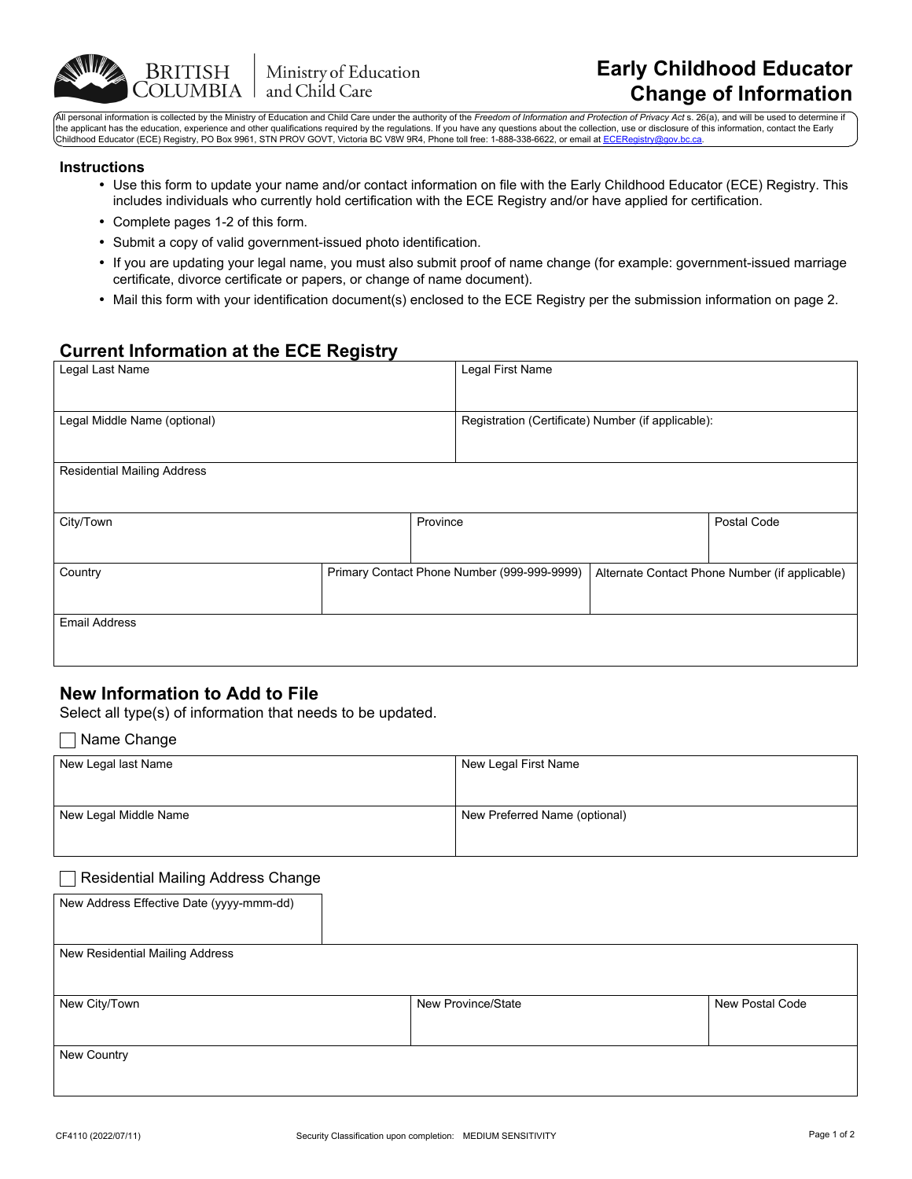BRITISH COLUMBIA | Ministry of Education and Child Care

# Early Childhood Educator Change of Information

All personal information is collected by the Ministry of Education and Child Care under the authority of the *Freedom of Information and Protection of Privacy Act* s. 26(a), and will be used to determine if the applicant has the education, experience and other qualifications required by the regulations. If you have any questions about the collection, use or disclosure of this information, contact the Early Childhood Educator (ECE) Registry, PO Box 9961, STN PROV GOVT, Victoria BC V8W 9R4, Phone toll free: 1-888-338-6622, or email at ECERegistry@gov.bc.ca.

## Instructions

- Use this form to update your name and/or contact information on file with the Early Childhood Educator (ECE) Registry. This includes individuals who currently hold certification with the ECE Registry and/or have applied for certification.
- Complete pages 1-2 of this form.
- Submit a copy of valid government-issued photo identification.
- If you are updating your legal name, you must also submit proof of name change (for example: government-issued marriage certificate, divorce certificate or papers, or change of name document).
- Mail this form with your identification document(s) enclosed to the ECE Registry per the submission information on page 2.

## Current Information at the ECE Registry

| Legal Last Name | Legal First Name |
|---|---|
| | |

| Legal Middle Name (optional) | Registration (Certificate) Number (if applicable): |
|---|---|
| | |

| Residential Mailing Address |
|---|
| |

| City/Town | Province | Postal Code |
|---|---|---|
| | | |

| Country | Primary Contact Phone Number (999-999-9999) | Alternate Contact Phone Number (if applicable) |
|---|---|---|
| | | |

| Email Address |
|---|
| |

## New Information to Add to File

Select all type(s) of information that needs to be updated.

☐ Name Change

| New Legal last Name | New Legal First Name |
|---|---|
| | |

| New Legal Middle Name | New Preferred Name (optional) |
|---|---|
| | |

☐ Residential Mailing Address Change

| New Address Effective Date (yyyy-mmm-dd) |
|---|
| |

| New Residential Mailing Address |
|---|
| |

| New City/Town | New Province/State | New Postal Code |
|---|---|---|
| | | |

| New Country |
|---|
| |

CF4110 (2022/07/11) Security Classification upon completion: MEDIUM SENSITIVITY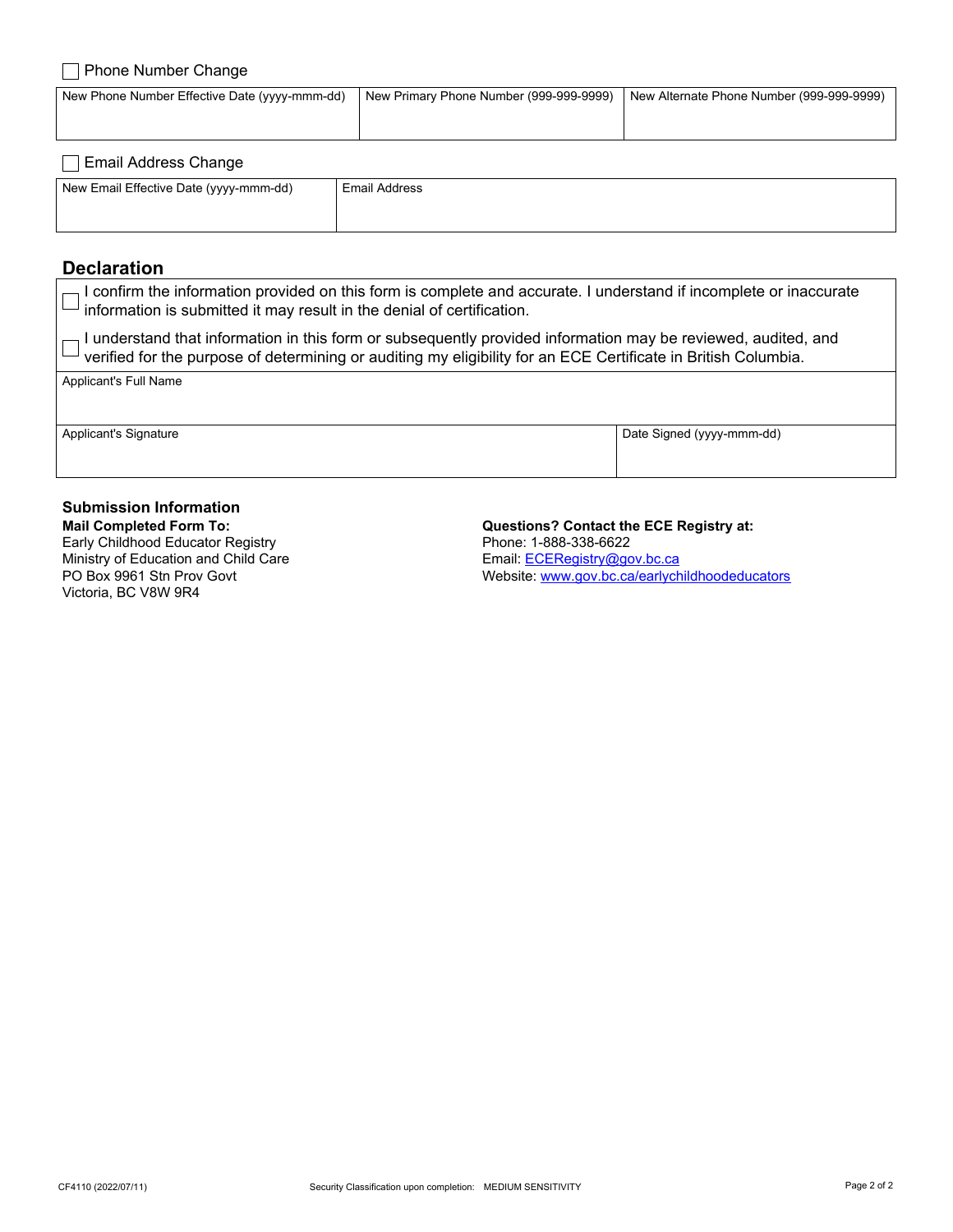☐ Phone Number Change

| New Phone Number Effective Date (yyyy-mmm-dd) | New Primary Phone Number (999-999-9999) | New Alternate Phone Number (999-999-9999) |
|---|---|---|
| | | |

☐ Email Address Change

| New Email Effective Date (yyyy-mmm-dd) | Email Address |
|---|---|
| | |

## Declaration

☐ I confirm the information provided on this form is complete and accurate. I understand if incomplete or inaccurate information is submitted it may result in the denial of certification.

☐ I understand that information in this form or subsequently provided information may be reviewed, audited, and verified for the purpose of determining or auditing my eligibility for an ECE Certificate in British Columbia.

| Applicant's Full Name | |
|---|---|
| | |
| Applicant's Signature | Date Signed (yyyy-mmm-dd) |
| | |

### Submission Information

**Mail Completed Form To:**
Early Childhood Educator Registry
Ministry of Education and Child Care
PO Box 9961 Stn Prov Govt
Victoria, BC V8W 9R4

**Questions? Contact the ECE Registry at:**
Phone: 1-888-338-6622
Email: ECERegistry@gov.bc.ca
Website: www.gov.bc.ca/earlychildhoodeducators

CF4110 (2022/07/11)    Security Classification upon completion: MEDIUM SENSITIVITY